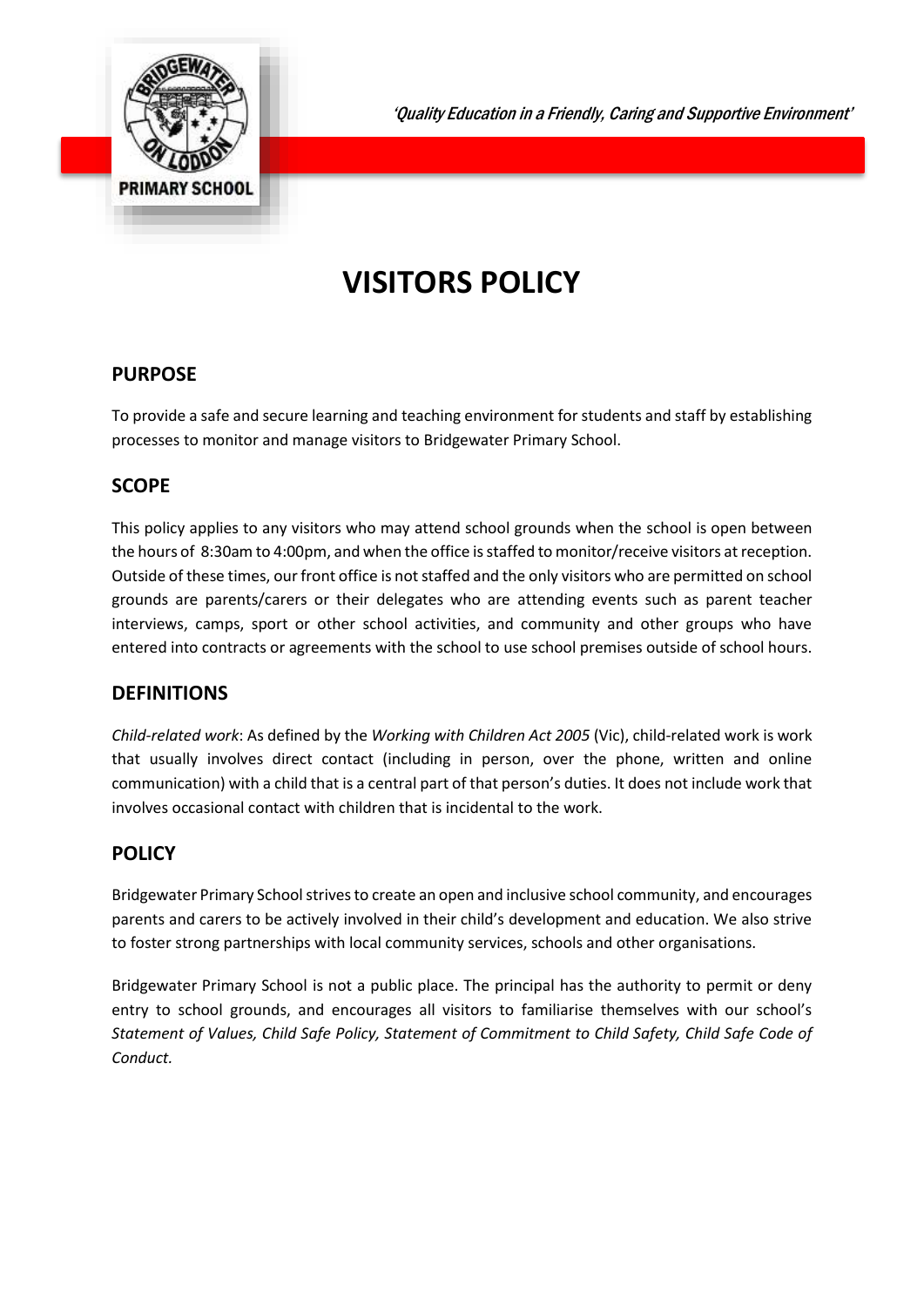*'Quality Education in a Friendly, Caring and Supportive Environment'*

# VISITORS POLICY

## PURPOSE

To provide a safe and secure learning and teaching environment for students and staff by establishing processes to monitor and manage visitors to Bridgewater Primary School.

## SCOPE

This policy applies to any visitors who may attend school grounds when the school is open between the hours of 8:30am to 4:00pm, and when the office is staffed to monitor/receive visitors at reception. Outside of these times, our front office is not staffed and the only visitors who are permitted on school grounds are parents/carers or their delegates who are attending events such as parent teacher interviews, camps, sport or other school activities, and community and other groups who have entered into contracts or agreements with the school to use school premises outside of school hours.

## DEFINITIONS

*Child-related work*: As defined by the *Working with Children Act 2005* (Vic), child-related work is work that usually involves direct contact (including in person, over the phone, written and online communication) with a child that is a central part of that person's duties. It does not include work that involves occasional contact with children that is incidental to the work.

## POLICY

Bridgewater Primary School strives to create an open and inclusive school community, and encourages parents and carers to be actively involved in their child's development and education. We also strive to foster strong partnerships with local community services, schools and other organisations.

Bridgewater Primary School is not a public place. The principal has the authority to permit or deny entry to school grounds, and encourages all visitors to familiarise themselves with our school's *Statement of Values, Child Safe Policy, Statement of Commitment to Child Safety, Child Safe Code of Conduct.*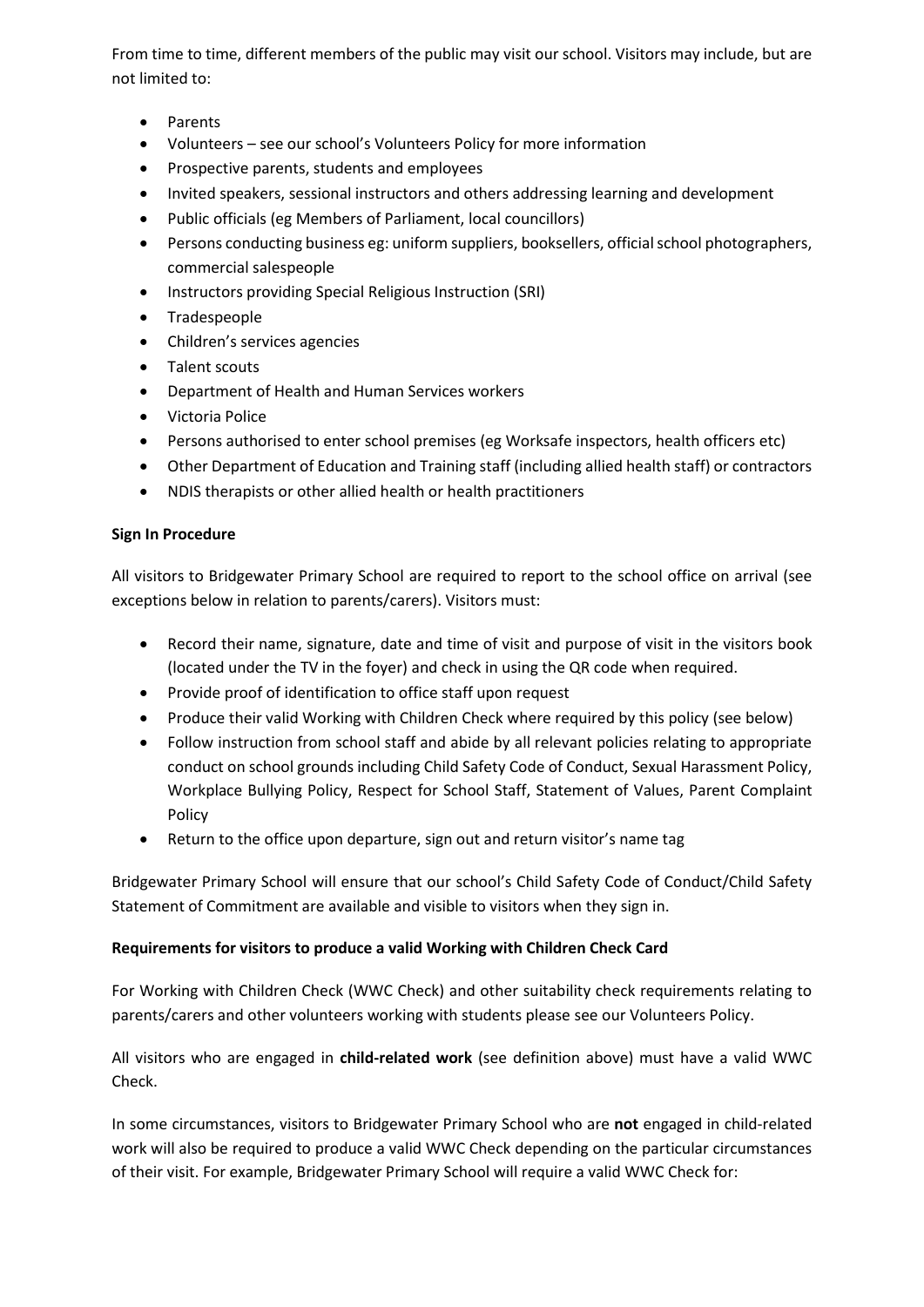From time to time, different members of the public may visit our school. Visitors may include, but are not limited to:

- Parents
- Volunteers – see our school's Volunteers Policy for more information
- Prospective parents, students and employees
- Invited speakers, sessional instructors and others addressing learning and development
- Public officials (eg Members of Parliament, local councillors)
- Persons conducting business eg: uniform suppliers, booksellers, official school photographers, commercial salespeople
- Instructors providing Special Religious Instruction (SRI)
- Tradespeople
- Children's services agencies
- Talent scouts
- Department of Health and Human Services workers
- Victoria Police
- Persons authorised to enter school premises (eg Worksafe inspectors, health officers etc)
- Other Department of Education and Training staff (including allied health staff) or contractors
- NDIS therapists or other allied health or health practitioners

**Sign In Procedure**

All visitors to Bridgewater Primary School are required to report to the school office on arrival (see exceptions below in relation to parents/carers). Visitors must:

- Record their name, signature, date and time of visit and purpose of visit in the visitors book (located under the TV in the foyer) and check in using the QR code when required.
- Provide proof of identification to office staff upon request
- Produce their valid Working with Children Check where required by this policy (see below)
- Follow instruction from school staff and abide by all relevant policies relating to appropriate conduct on school grounds including Child Safety Code of Conduct, Sexual Harassment Policy, Workplace Bullying Policy, Respect for School Staff, Statement of Values, Parent Complaint Policy
- Return to the office upon departure, sign out and return visitor's name tag

Bridgewater Primary School will ensure that our school's Child Safety Code of Conduct/Child Safety Statement of Commitment are available and visible to visitors when they sign in.

**Requirements for visitors to produce a valid Working with Children Check Card**

For Working with Children Check (WWC Check) and other suitability check requirements relating to parents/carers and other volunteers working with students please see our Volunteers Policy.

All visitors who are engaged in **child-related work** (see definition above) must have a valid WWC Check.

In some circumstances, visitors to Bridgewater Primary School who are **not** engaged in child-related work will also be required to produce a valid WWC Check depending on the particular circumstances of their visit. For example, Bridgewater Primary School will require a valid WWC Check for: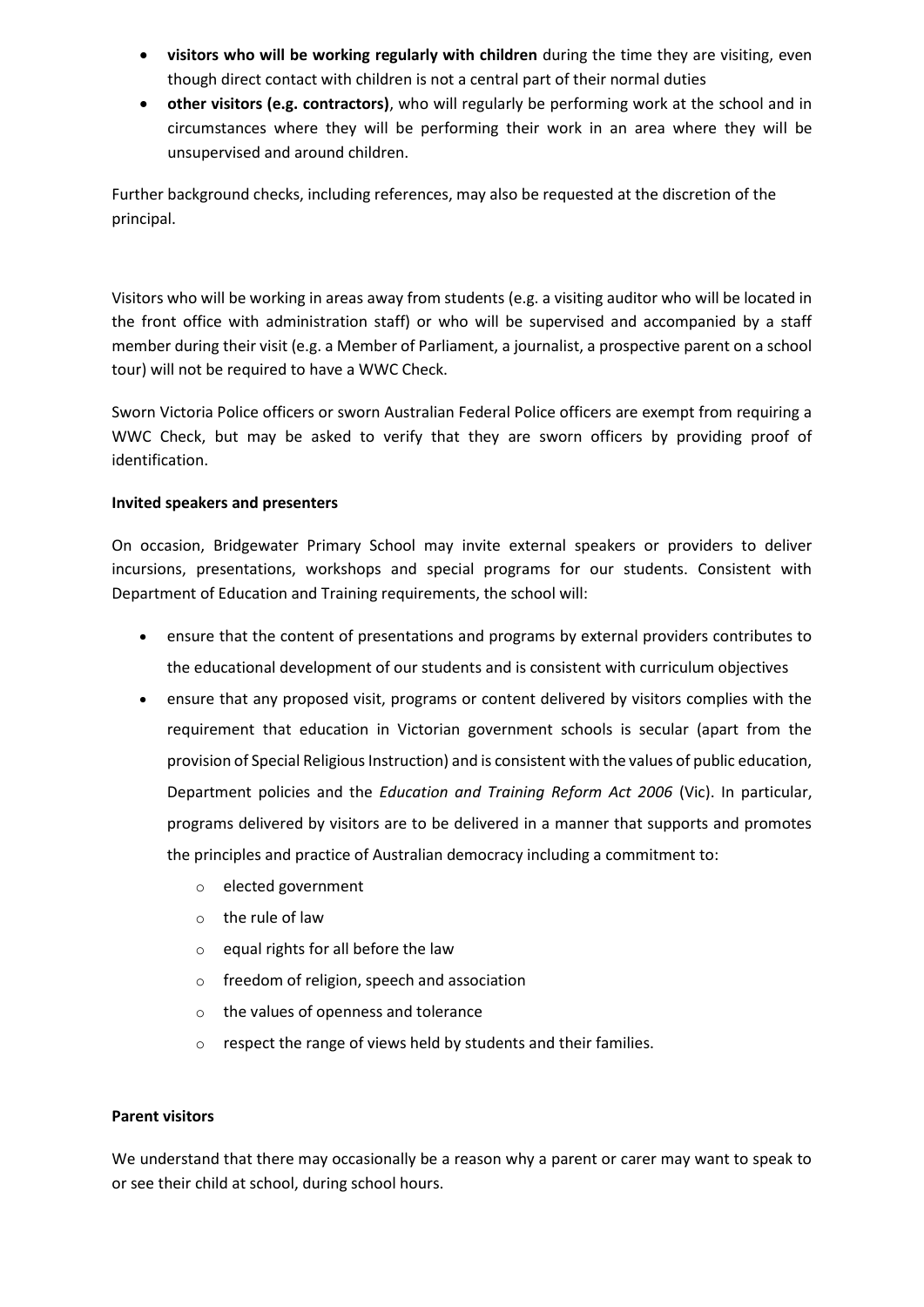- **visitors who will be working regularly with children** during the time they are visiting, even though direct contact with children is not a central part of their normal duties
- **other visitors (e.g. contractors)**, who will regularly be performing work at the school and in circumstances where they will be performing their work in an area where they will be unsupervised and around children.

Further background checks, including references, may also be requested at the discretion of the principal.

Visitors who will be working in areas away from students (e.g. a visiting auditor who will be located in the front office with administration staff) or who will be supervised and accompanied by a staff member during their visit (e.g. a Member of Parliament, a journalist, a prospective parent on a school tour) will not be required to have a WWC Check.

Sworn Victoria Police officers or sworn Australian Federal Police officers are exempt from requiring a WWC Check, but may be asked to verify that they are sworn officers by providing proof of identification.

**Invited speakers and presenters**

On occasion, Bridgewater Primary School may invite external speakers or providers to deliver incursions, presentations, workshops and special programs for our students. Consistent with Department of Education and Training requirements, the school will:

- ensure that the content of presentations and programs by external providers contributes to the educational development of our students and is consistent with curriculum objectives
- ensure that any proposed visit, programs or content delivered by visitors complies with the requirement that education in Victorian government schools is secular (apart from the provision of Special Religious Instruction) and is consistent with the values of public education, Department policies and the *Education and Training Reform Act 2006* (Vic). In particular, programs delivered by visitors are to be delivered in a manner that supports and promotes the principles and practice of Australian democracy including a commitment to:
    - elected government
    - the rule of law
    - equal rights for all before the law
    - freedom of religion, speech and association
    - the values of openness and tolerance
    - respect the range of views held by students and their families.

**Parent visitors**

We understand that there may occasionally be a reason why a parent or carer may want to speak to or see their child at school, during school hours.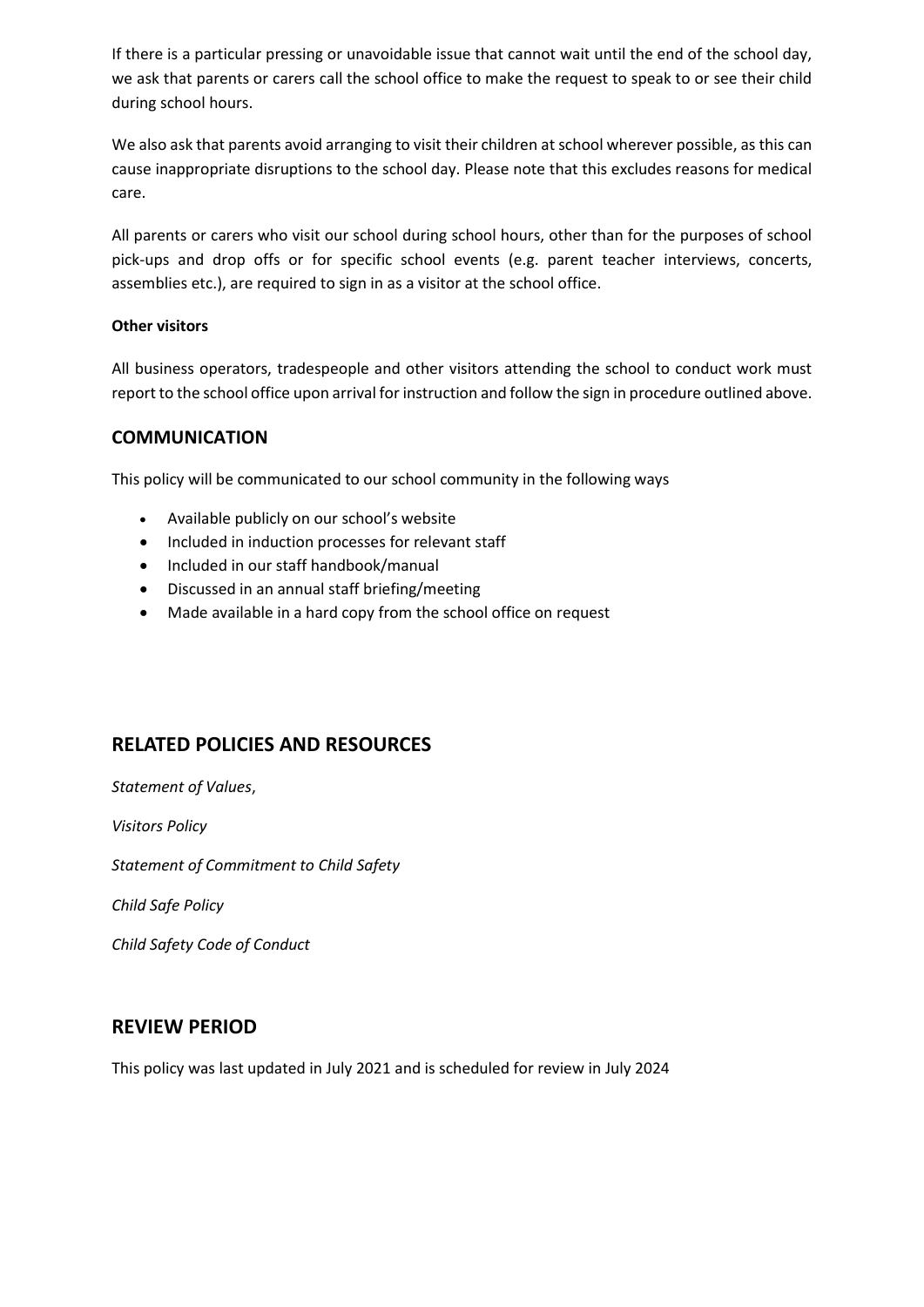If there is a particular pressing or unavoidable issue that cannot wait until the end of the school day, we ask that parents or carers call the school office to make the request to speak to or see their child during school hours.

We also ask that parents avoid arranging to visit their children at school wherever possible, as this can cause inappropriate disruptions to the school day. Please note that this excludes reasons for medical care.

All parents or carers who visit our school during school hours, other than for the purposes of school pick-ups and drop offs or for specific school events (e.g. parent teacher interviews, concerts, assemblies etc.), are required to sign in as a visitor at the school office.

**Other visitors**

All business operators, tradespeople and other visitors attending the school to conduct work must report to the school office upon arrival for instruction and follow the sign in procedure outlined above.

## COMMUNICATION

This policy will be communicated to our school community in the following ways

- Available publicly on our school's website
- Included in induction processes for relevant staff
- Included in our staff handbook/manual
- Discussed in an annual staff briefing/meeting
- Made available in a hard copy from the school office on request

## RELATED POLICIES AND RESOURCES

*Statement of Values*,

*Visitors Policy*

*Statement of Commitment to Child Safety*

*Child Safe Policy*

*Child Safety Code of Conduct*

## REVIEW PERIOD

This policy was last updated in July 2021 and is scheduled for review in July 2024